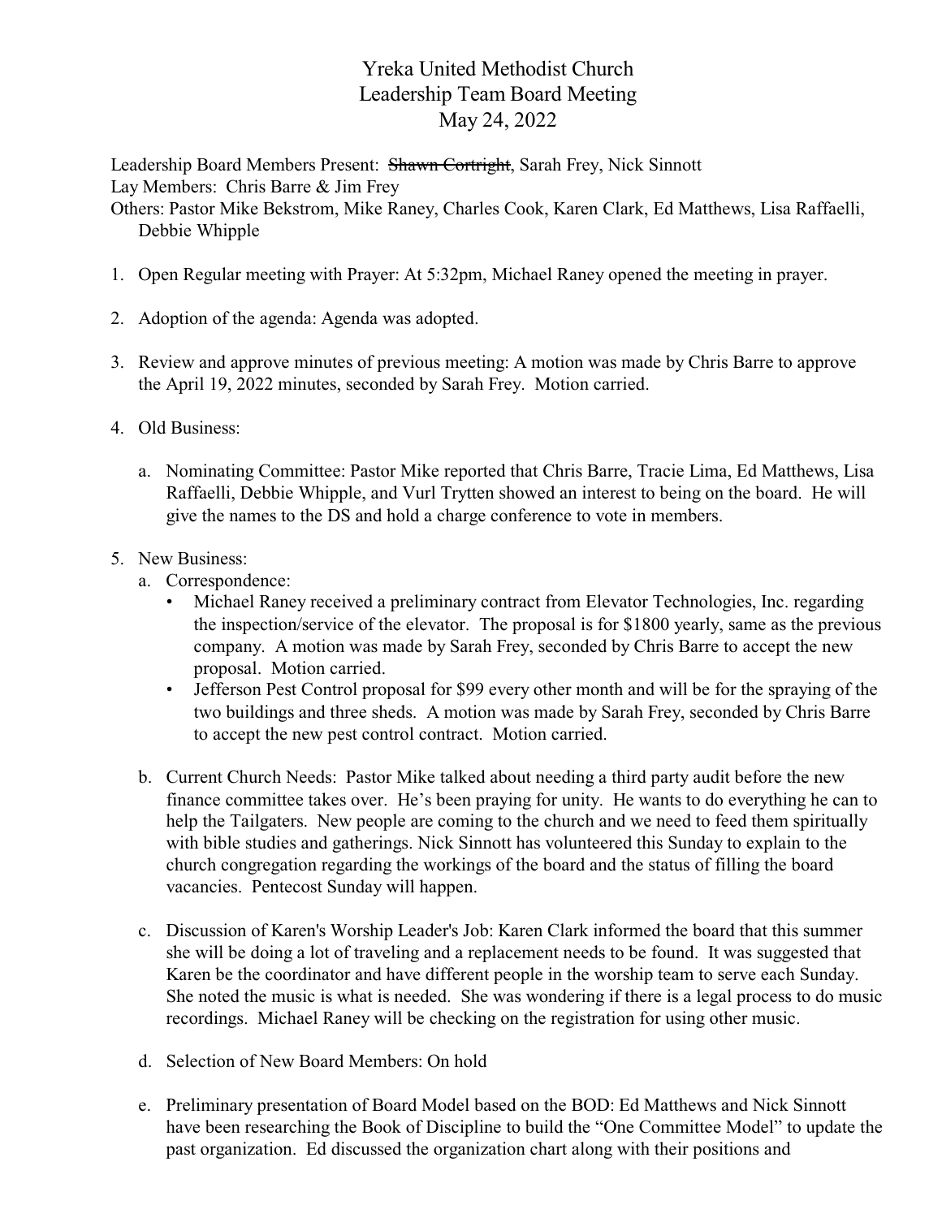# Yreka United Methodist Church
## Leadership Team Board Meeting
### May 24, 2022

Leadership Board Members Present: ~~Shawn Cortright~~, Sarah Frey, Nick Sinnott
Lay Members: Chris Barre & Jim Frey
Others: Pastor Mike Bekstrom, Mike Raney, Charles Cook, Karen Clark, Ed Matthews, Lisa Raffaelli, Debbie Whipple

1. Open Regular meeting with Prayer: At 5:32pm, Michael Raney opened the meeting in prayer.

2. Adoption of the agenda: Agenda was adopted.

3. Review and approve minutes of previous meeting: A motion was made by Chris Barre to approve the April 19, 2022 minutes, seconded by Sarah Frey. Motion carried.

4. Old Business:

   a. Nominating Committee: Pastor Mike reported that Chris Barre, Tracie Lima, Ed Matthews, Lisa Raffaelli, Debbie Whipple, and Vurl Trytten showed an interest to being on the board. He will give the names to the DS and hold a charge conference to vote in members.

5. New Business:
   a. Correspondence:
      - Michael Raney received a preliminary contract from Elevator Technologies, Inc. regarding the inspection/service of the elevator. The proposal is for $1800 yearly, same as the previous company. A motion was made by Sarah Frey, seconded by Chris Barre to accept the new proposal. Motion carried.
      - Jefferson Pest Control proposal for $99 every other month and will be for the spraying of the two buildings and three sheds. A motion was made by Sarah Frey, seconded by Chris Barre to accept the new pest control contract. Motion carried.

   b. Current Church Needs: Pastor Mike talked about needing a third party audit before the new finance committee takes over. He's been praying for unity. He wants to do everything he can to help the Tailgaters. New people are coming to the church and we need to feed them spiritually with bible studies and gatherings. Nick Sinnott has volunteered this Sunday to explain to the church congregation regarding the workings of the board and the status of filling the board vacancies. Pentecost Sunday will happen.

   c. Discussion of Karen's Worship Leader's Job: Karen Clark informed the board that this summer she will be doing a lot of traveling and a replacement needs to be found. It was suggested that Karen be the coordinator and have different people in the worship team to serve each Sunday. She noted the music is what is needed. She was wondering if there is a legal process to do music recordings. Michael Raney will be checking on the registration for using other music.

   d. Selection of New Board Members: On hold

   e. Preliminary presentation of Board Model based on the BOD: Ed Matthews and Nick Sinnott have been researching the Book of Discipline to build the "One Committee Model" to update the past organization. Ed discussed the organization chart along with their positions and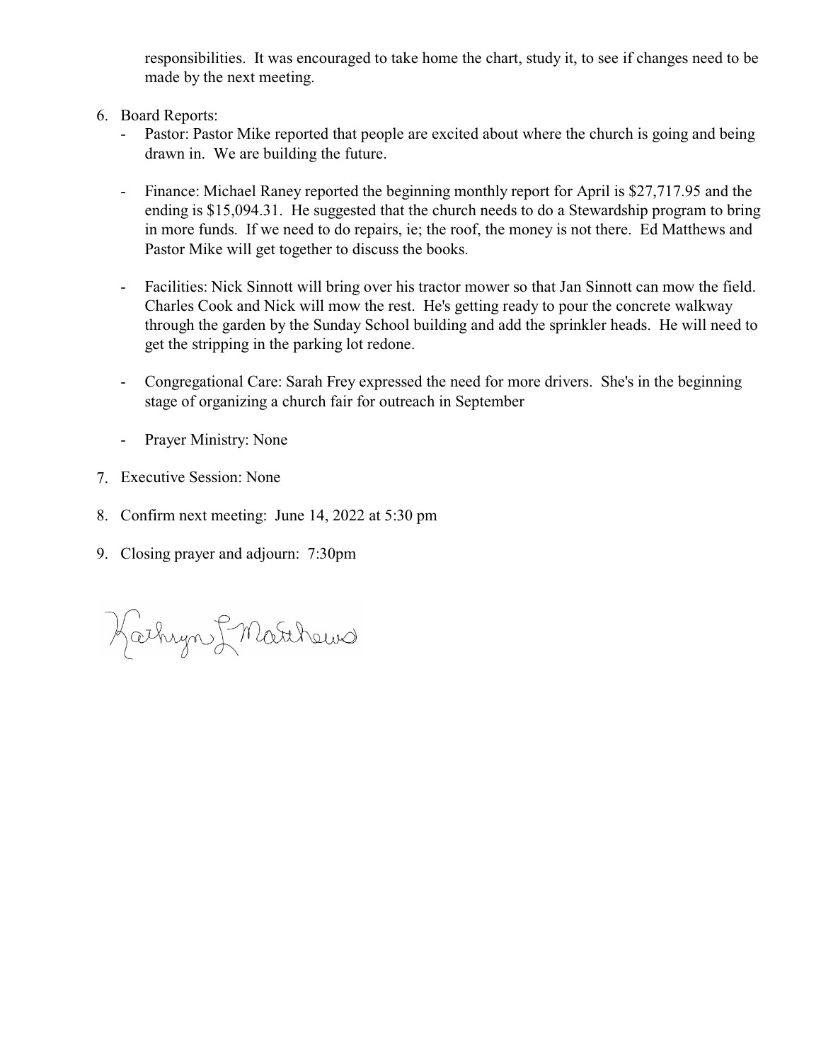responsibilities. It was encouraged to take home the chart, study it, to see if changes need to be made by the next meeting.

6. Board Reports:
   - Pastor: Pastor Mike reported that people are excited about where the church is going and being drawn in. We are building the future.

   - Finance: Michael Raney reported the beginning monthly report for April is $27,717.95 and the ending is $15,094.31. He suggested that the church needs to do a Stewardship program to bring in more funds. If we need to do repairs, ie; the roof, the money is not there. Ed Matthews and Pastor Mike will get together to discuss the books.

   - Facilities: Nick Sinnott will bring over his tractor mower so that Jan Sinnott can mow the field. Charles Cook and Nick will mow the rest. He's getting ready to pour the concrete walkway through the garden by the Sunday School building and add the sprinkler heads. He will need to get the stripping in the parking lot redone.

   - Congregational Care: Sarah Frey expressed the need for more drivers. She's in the beginning stage of organizing a church fair for outreach in September

   - Prayer Ministry: None

7. Executive Session: None

8. Confirm next meeting: June 14, 2022 at 5:30 pm

9. Closing prayer and adjourn: 7:30pm

Kathryn L Matthews